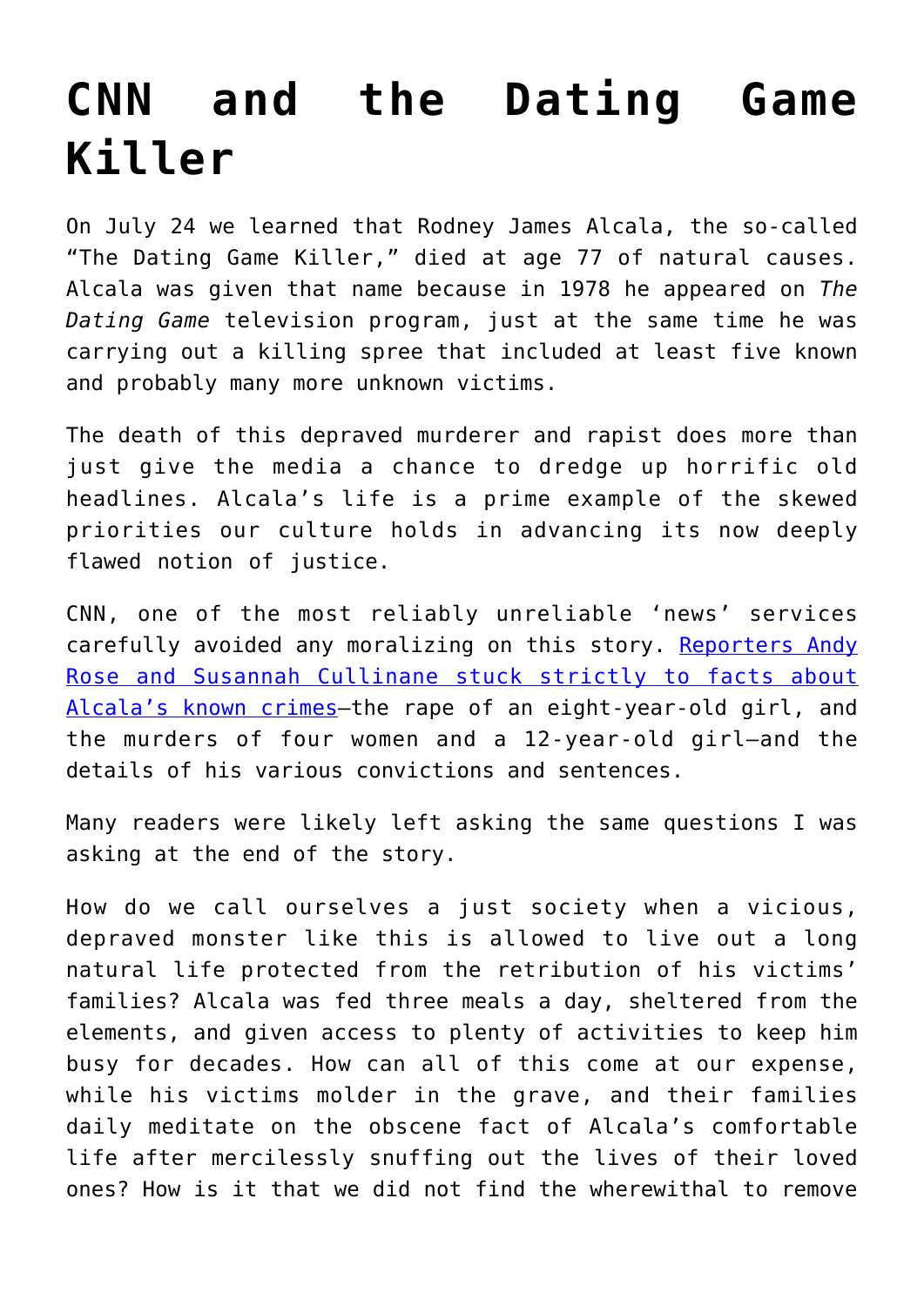# CNN and the Dating Game Killer

On July 24 we learned that Rodney James Alcala, the so-called "The Dating Game Killer," died at age 77 of natural causes. Alcala was given that name because in 1978 he appeared on *The Dating Game* television program, just at the same time he was carrying out a killing spree that included at least five known and probably many more unknown victims.

The death of this depraved murderer and rapist does more than just give the media a chance to dredge up horrific old headlines. Alcala's life is a prime example of the skewed priorities our culture holds in advancing its now deeply flawed notion of justice.

CNN, one of the most reliably unreliable 'news' services carefully avoided any moralizing on this story. [Reporters Andy Rose and Susannah Cullinane stuck strictly to facts about Alcala's known crimes]—the rape of an eight-year-old girl, and the murders of four women and a 12-year-old girl—and the details of his various convictions and sentences.

Many readers were likely left asking the same questions I was asking at the end of the story.

How do we call ourselves a just society when a vicious, depraved monster like this is allowed to live out a long natural life protected from the retribution of his victims' families? Alcala was fed three meals a day, sheltered from the elements, and given access to plenty of activities to keep him busy for decades. How can all of this come at our expense, while his victims molder in the grave, and their families daily meditate on the obscene fact of Alcala's comfortable life after mercilessly snuffing out the lives of their loved ones? How is it that we did not find the wherewithal to remove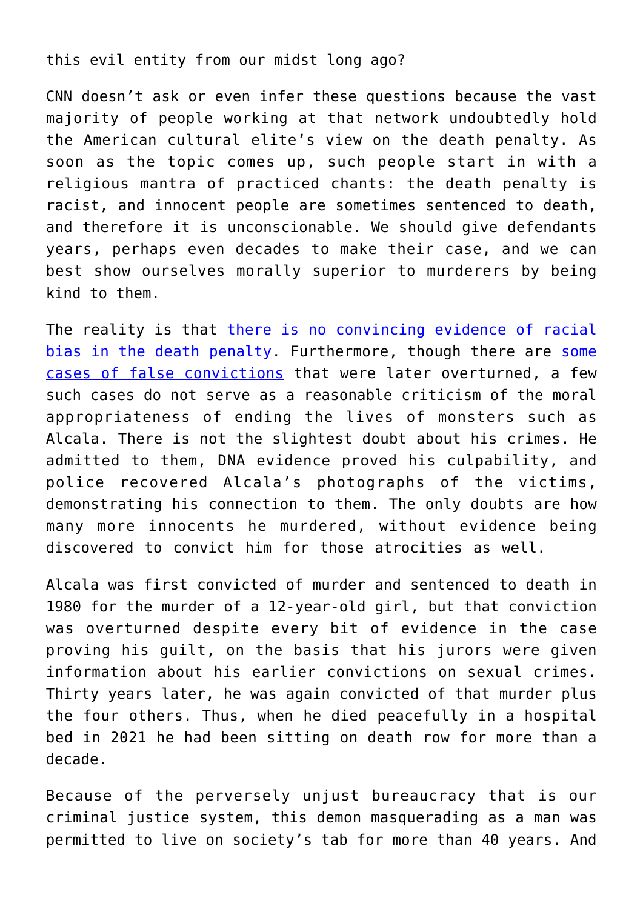this evil entity from our midst long ago?

CNN doesn't ask or even infer these questions because the vast majority of people working at that network undoubtedly hold the American cultural elite's view on the death penalty. As soon as the topic comes up, such people start in with a religious mantra of practiced chants: the death penalty is racist, and innocent people are sometimes sentenced to death, and therefore it is unconscionable. We should give defendants years, perhaps even decades to make their case, and we can best show ourselves morally superior to murderers by being kind to them.

The reality is that there is no convincing evidence of racial bias in the death penalty. Furthermore, though there are some cases of false convictions that were later overturned, a few such cases do not serve as a reasonable criticism of the moral appropriateness of ending the lives of monsters such as Alcala. There is not the slightest doubt about his crimes. He admitted to them, DNA evidence proved his culpability, and police recovered Alcala's photographs of the victims, demonstrating his connection to them. The only doubts are how many more innocents he murdered, without evidence being discovered to convict him for those atrocities as well.

Alcala was first convicted of murder and sentenced to death in 1980 for the murder of a 12-year-old girl, but that conviction was overturned despite every bit of evidence in the case proving his guilt, on the basis that his jurors were given information about his earlier convictions on sexual crimes. Thirty years later, he was again convicted of that murder plus the four others. Thus, when he died peacefully in a hospital bed in 2021 he had been sitting on death row for more than a decade.

Because of the perversely unjust bureaucracy that is our criminal justice system, this demon masquerading as a man was permitted to live on society's tab for more than 40 years. And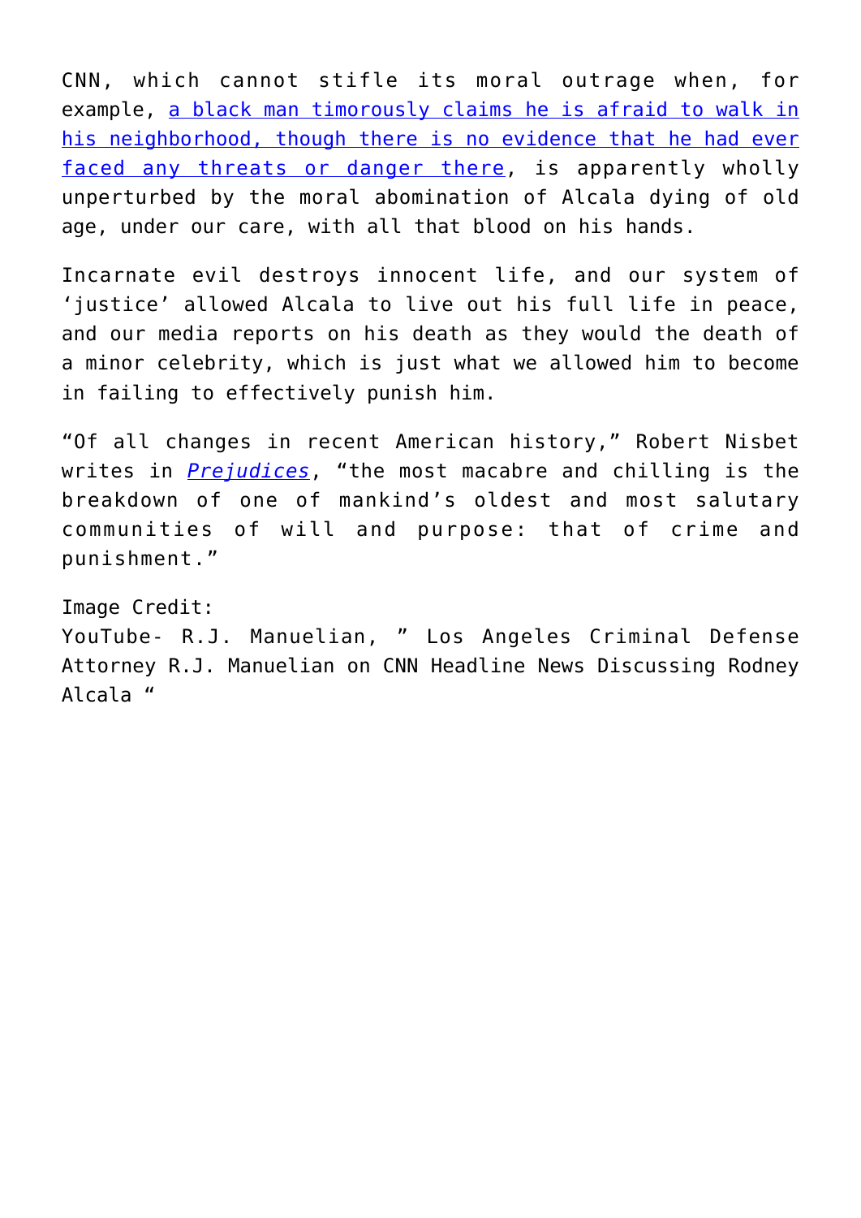CNN, which cannot stifle its moral outrage when, for example, a black man timorously claims he is afraid to walk in his neighborhood, though there is no evidence that he had ever faced any threats or danger there, is apparently wholly unperturbed by the moral abomination of Alcala dying of old age, under our care, with all that blood on his hands.

Incarnate evil destroys innocent life, and our system of 'justice' allowed Alcala to live out his full life in peace, and our media reports on his death as they would the death of a minor celebrity, which is just what we allowed him to become in failing to effectively punish him.

"Of all changes in recent American history," Robert Nisbet writes in *Prejudices*, "the most macabre and chilling is the breakdown of one of mankind's oldest and most salutary communities of will and purpose: that of crime and punishment."

Image Credit:
YouTube- R.J. Manuelian, " Los Angeles Criminal Defense Attorney R.J. Manuelian on CNN Headline News Discussing Rodney Alcala "